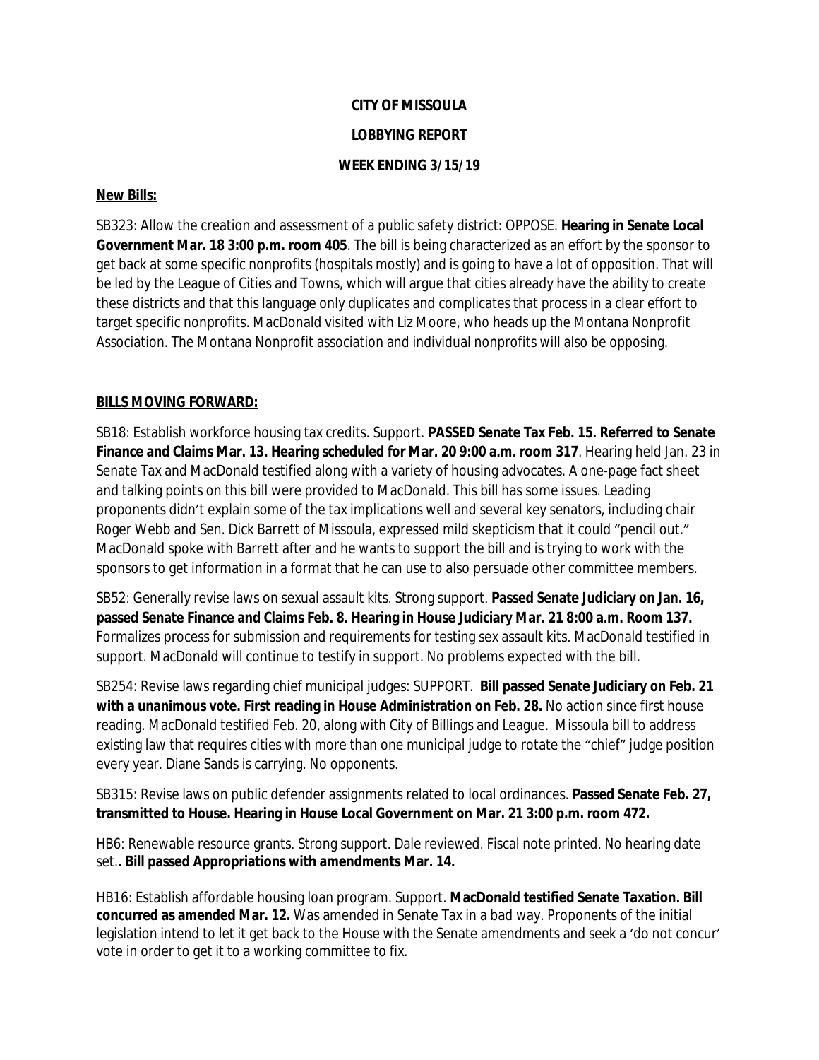**CITY OF MISSOULA**

**LOBBYING REPORT**

**WEEK ENDING 3/15/19**

**New Bills:**

SB323: Allow the creation and assessment of a public safety district: OPPOSE. **Hearing in Senate Local Government Mar. 18 3:00 p.m. room 405**. The bill is being characterized as an effort by the sponsor to get back at some specific nonprofits (hospitals mostly) and is going to have a lot of opposition. That will be led by the League of Cities and Towns, which will argue that cities already have the ability to create these districts and that this language only duplicates and complicates that process in a clear effort to target specific nonprofits. MacDonald visited with Liz Moore, who heads up the Montana Nonprofit Association. The Montana Nonprofit association and individual nonprofits will also be opposing.

**BILLS MOVING FORWARD:**

SB18: Establish workforce housing tax credits. Support. **PASSED Senate Tax Feb. 15. Referred to Senate Finance and Claims Mar. 13. Hearing scheduled for Mar. 20 9:00 a.m. room 317**. Hearing held Jan. 23 in Senate Tax and MacDonald testified along with a variety of housing advocates. A one-page fact sheet and talking points on this bill were provided to MacDonald. This bill has some issues. Leading proponents didn't explain some of the tax implications well and several key senators, including chair Roger Webb and Sen. Dick Barrett of Missoula, expressed mild skepticism that it could "pencil out." MacDonald spoke with Barrett after and he wants to support the bill and is trying to work with the sponsors to get information in a format that he can use to also persuade other committee members.

SB52: Generally revise laws on sexual assault kits. Strong support. **Passed Senate Judiciary on Jan. 16, passed Senate Finance and Claims Feb. 8. Hearing in House Judiciary Mar. 21 8:00 a.m. Room 137.** Formalizes process for submission and requirements for testing sex assault kits. MacDonald testified in support. MacDonald will continue to testify in support. No problems expected with the bill.

SB254: Revise laws regarding chief municipal judges: SUPPORT. **Bill passed Senate Judiciary on Feb. 21 with a unanimous vote. First reading in House Administration on Feb. 28.** No action since first house reading. MacDonald testified Feb. 20, along with City of Billings and League. Missoula bill to address existing law that requires cities with more than one municipal judge to rotate the "chief" judge position every year. Diane Sands is carrying. No opponents.

SB315: Revise laws on public defender assignments related to local ordinances. **Passed Senate Feb. 27, transmitted to House. Hearing in House Local Government on Mar. 21 3:00 p.m. room 472.**

HB6: Renewable resource grants. Strong support. Dale reviewed. Fiscal note printed. No hearing date set.**. Bill passed Appropriations with amendments Mar. 14.**

HB16: Establish affordable housing loan program. Support. **MacDonald testified Senate Taxation. Bill concurred as amended Mar. 12.** Was amended in Senate Tax in a bad way. Proponents of the initial legislation intend to let it get back to the House with the Senate amendments and seek a 'do not concur' vote in order to get it to a working committee to fix.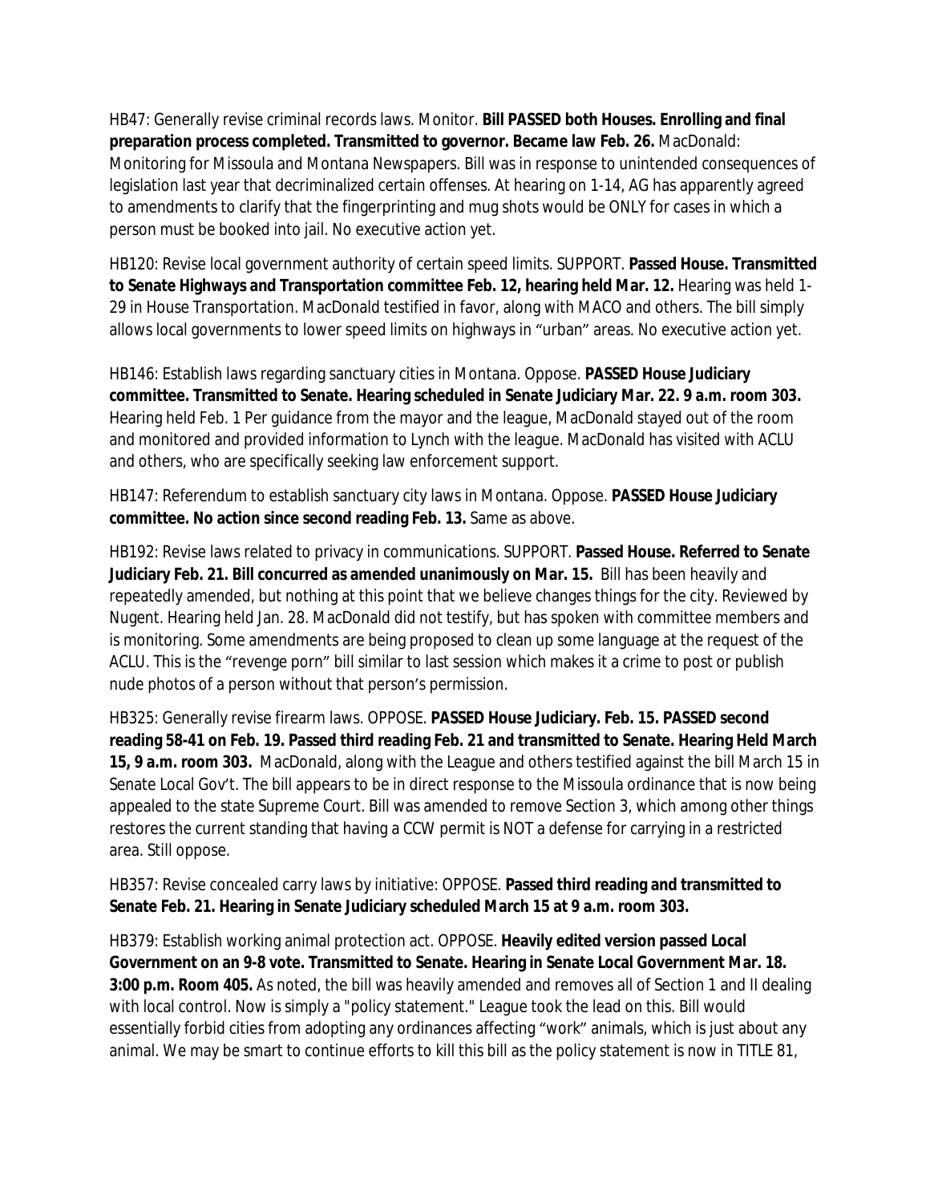HB47: Generally revise criminal records laws. Monitor. **Bill PASSED both Houses. Enrolling and final preparation process completed. Transmitted to governor. Became law Feb. 26.** MacDonald: Monitoring for Missoula and Montana Newspapers. Bill was in response to unintended consequences of legislation last year that decriminalized certain offenses. At hearing on 1-14, AG has apparently agreed to amendments to clarify that the fingerprinting and mug shots would be ONLY for cases in which a person must be booked into jail. No executive action yet.

HB120: Revise local government authority of certain speed limits. SUPPORT. **Passed House. Transmitted to Senate Highways and Transportation committee Feb. 12, hearing held Mar. 12.** Hearing was held 1-29 in House Transportation. MacDonald testified in favor, along with MACO and others. The bill simply allows local governments to lower speed limits on highways in "urban" areas. No executive action yet.

HB146: Establish laws regarding sanctuary cities in Montana. Oppose. **PASSED House Judiciary committee. Transmitted to Senate. Hearing scheduled in Senate Judiciary Mar. 22. 9 a.m. room 303.** Hearing held Feb. 1 Per guidance from the mayor and the league, MacDonald stayed out of the room and monitored and provided information to Lynch with the league. MacDonald has visited with ACLU and others, who are specifically seeking law enforcement support.

HB147: Referendum to establish sanctuary city laws in Montana. Oppose. **PASSED House Judiciary committee. No action since second reading Feb. 13.** Same as above.

HB192: Revise laws related to privacy in communications. SUPPORT. **Passed House. Referred to Senate Judiciary Feb. 21. Bill concurred as amended unanimously on Mar. 15.** Bill has been heavily and repeatedly amended, but nothing at this point that we believe changes things for the city. Reviewed by Nugent. Hearing held Jan. 28. MacDonald did not testify, but has spoken with committee members and is monitoring. Some amendments are being proposed to clean up some language at the request of the ACLU. This is the "revenge porn" bill similar to last session which makes it a crime to post or publish nude photos of a person without that person's permission.

HB325: Generally revise firearm laws. OPPOSE. **PASSED House Judiciary. Feb. 15. PASSED second reading 58-41 on Feb. 19. Passed third reading Feb. 21 and transmitted to Senate. Hearing Held March 15, 9 a.m. room 303.** MacDonald, along with the League and others testified against the bill March 15 in Senate Local Gov't. The bill appears to be in direct response to the Missoula ordinance that is now being appealed to the state Supreme Court. Bill was amended to remove Section 3, which among other things restores the current standing that having a CCW permit is NOT a defense for carrying in a restricted area. Still oppose.

HB357: Revise concealed carry laws by initiative: OPPOSE. **Passed third reading and transmitted to Senate Feb. 21. Hearing in Senate Judiciary scheduled March 15 at 9 a.m. room 303.**

HB379: Establish working animal protection act. OPPOSE. **Heavily edited version passed Local Government on an 9-8 vote. Transmitted to Senate. Hearing in Senate Local Government Mar. 18. 3:00 p.m. Room 405.** As noted, the bill was heavily amended and removes all of Section 1 and II dealing with local control. Now is simply a "policy statement." League took the lead on this. Bill would essentially forbid cities from adopting any ordinances affecting "work" animals, which is just about any animal. We may be smart to continue efforts to kill this bill as the policy statement is now in TITLE 81,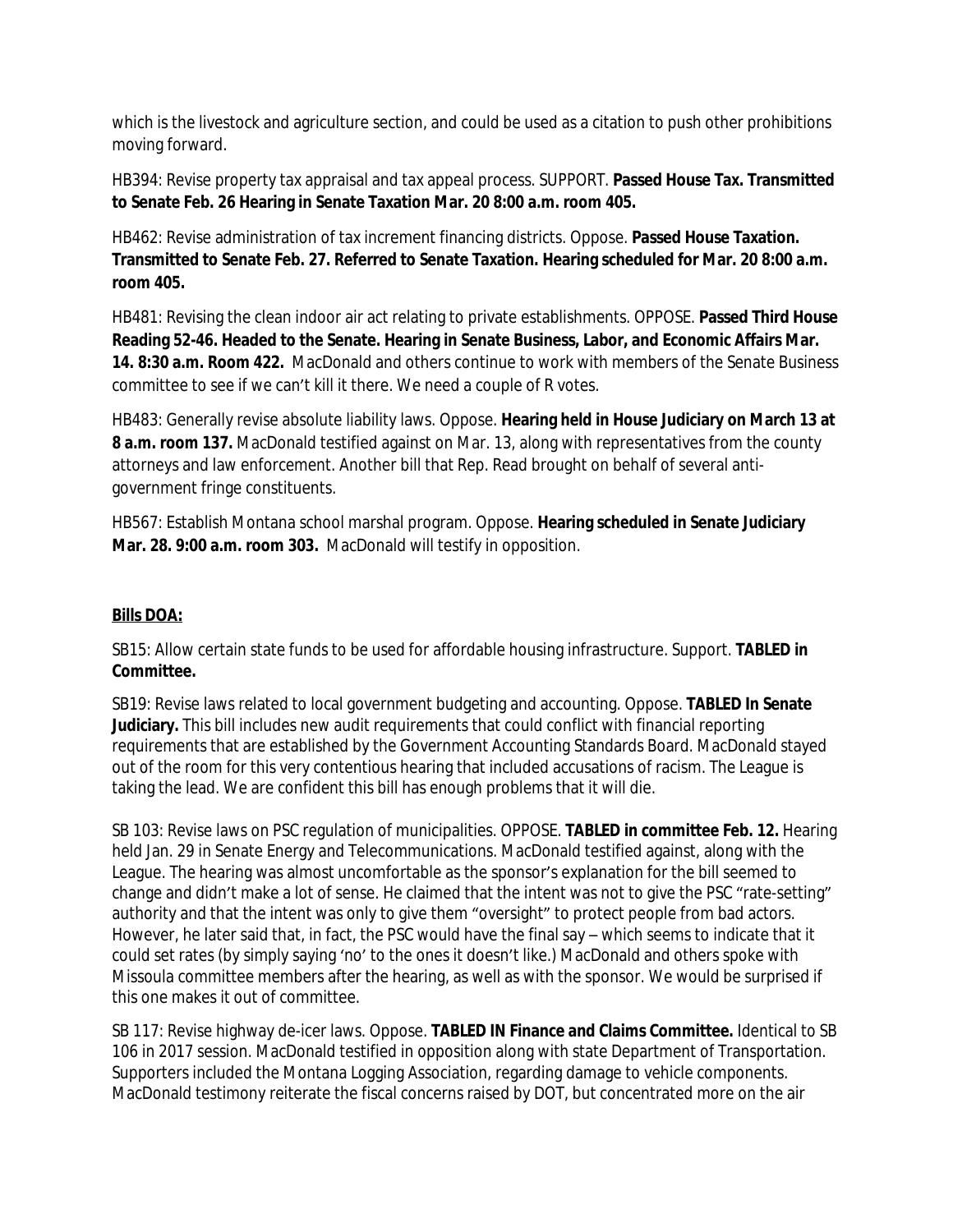which is the livestock and agriculture section, and could be used as a citation to push other prohibitions moving forward.

HB394: Revise property tax appraisal and tax appeal process. SUPPORT. **Passed House Tax. Transmitted to Senate Feb. 26 Hearing in Senate Taxation Mar. 20 8:00 a.m. room 405.**

HB462: Revise administration of tax increment financing districts. Oppose. **Passed House Taxation. Transmitted to Senate Feb. 27. Referred to Senate Taxation. Hearing scheduled for Mar. 20 8:00 a.m. room 405.**

HB481: Revising the clean indoor air act relating to private establishments. OPPOSE. **Passed Third House Reading 52-46. Headed to the Senate. Hearing in Senate Business, Labor, and Economic Affairs Mar. 14. 8:30 a.m. Room 422.** MacDonald and others continue to work with members of the Senate Business committee to see if we can't kill it there. We need a couple of R votes.

HB483: Generally revise absolute liability laws. Oppose. **Hearing held in House Judiciary on March 13 at 8 a.m. room 137.** MacDonald testified against on Mar. 13, along with representatives from the county attorneys and law enforcement. Another bill that Rep. Read brought on behalf of several anti-government fringe constituents.

HB567: Establish Montana school marshal program. Oppose. **Hearing scheduled in Senate Judiciary Mar. 28. 9:00 a.m. room 303.** MacDonald will testify in opposition.

**Bills DOA:**

SB15: Allow certain state funds to be used for affordable housing infrastructure. Support. **TABLED in Committee.**

SB19: Revise laws related to local government budgeting and accounting. Oppose. **TABLED In Senate Judiciary.** This bill includes new audit requirements that could conflict with financial reporting requirements that are established by the Government Accounting Standards Board. MacDonald stayed out of the room for this very contentious hearing that included accusations of racism. The League is taking the lead. We are confident this bill has enough problems that it will die.

SB 103: Revise laws on PSC regulation of municipalities. OPPOSE. **TABLED in committee Feb. 12.** Hearing held Jan. 29 in Senate Energy and Telecommunications. MacDonald testified against, along with the League. The hearing was almost uncomfortable as the sponsor's explanation for the bill seemed to change and didn't make a lot of sense. He claimed that the intent was not to give the PSC "rate-setting" authority and that the intent was only to give them "oversight" to protect people from bad actors. However, he later said that, in fact, the PSC would have the final say – which seems to indicate that it could set rates (by simply saying 'no' to the ones it doesn't like.) MacDonald and others spoke with Missoula committee members after the hearing, as well as with the sponsor. We would be surprised if this one makes it out of committee.

SB 117: Revise highway de-icer laws. Oppose. **TABLED IN Finance and Claims Committee.** Identical to SB 106 in 2017 session. MacDonald testified in opposition along with state Department of Transportation. Supporters included the Montana Logging Association, regarding damage to vehicle components. MacDonald testimony reiterate the fiscal concerns raised by DOT, but concentrated more on the air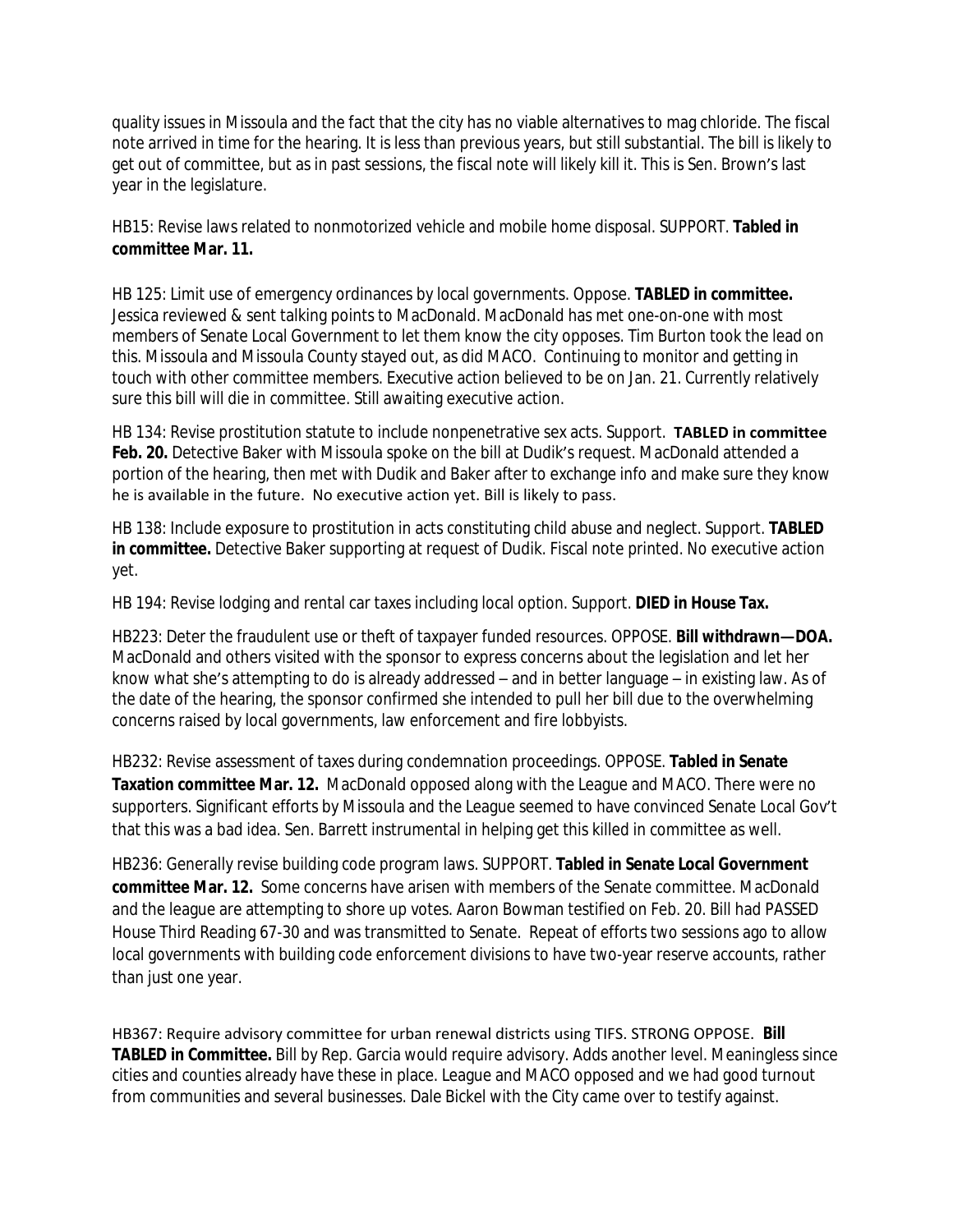quality issues in Missoula and the fact that the city has no viable alternatives to mag chloride. The fiscal note arrived in time for the hearing. It is less than previous years, but still substantial. The bill is likely to get out of committee, but as in past sessions, the fiscal note will likely kill it. This is Sen. Brown's last year in the legislature.

HB15: Revise laws related to nonmotorized vehicle and mobile home disposal. SUPPORT. **Tabled in committee Mar. 11.**

HB 125: Limit use of emergency ordinances by local governments. Oppose. **TABLED in committee.** Jessica reviewed & sent talking points to MacDonald. MacDonald has met one-on-one with most members of Senate Local Government to let them know the city opposes. Tim Burton took the lead on this. Missoula and Missoula County stayed out, as did MACO. Continuing to monitor and getting in touch with other committee members. Executive action believed to be on Jan. 21. Currently relatively sure this bill will die in committee. Still awaiting executive action.

HB 134: Revise prostitution statute to include nonpenetrative sex acts. Support. **TABLED in committee Feb. 20.** Detective Baker with Missoula spoke on the bill at Dudik's request. MacDonald attended a portion of the hearing, then met with Dudik and Baker after to exchange info and make sure they know he is available in the future. No executive action yet. Bill is likely to pass.

HB 138: Include exposure to prostitution in acts constituting child abuse and neglect. Support. **TABLED in committee.** Detective Baker supporting at request of Dudik. Fiscal note printed. No executive action yet.

HB 194: Revise lodging and rental car taxes including local option. Support. **DIED in House Tax.**

HB223: Deter the fraudulent use or theft of taxpayer funded resources. OPPOSE. **Bill withdrawn—DOA.** MacDonald and others visited with the sponsor to express concerns about the legislation and let her know what she's attempting to do is already addressed – and in better language – in existing law. As of the date of the hearing, the sponsor confirmed she intended to pull her bill due to the overwhelming concerns raised by local governments, law enforcement and fire lobbyists.

HB232: Revise assessment of taxes during condemnation proceedings. OPPOSE. **Tabled in Senate Taxation committee Mar. 12.** MacDonald opposed along with the League and MACO. There were no supporters. Significant efforts by Missoula and the League seemed to have convinced Senate Local Gov't that this was a bad idea. Sen. Barrett instrumental in helping get this killed in committee as well.

HB236: Generally revise building code program laws. SUPPORT. **Tabled in Senate Local Government committee Mar. 12.** Some concerns have arisen with members of the Senate committee. MacDonald and the league are attempting to shore up votes. Aaron Bowman testified on Feb. 20. Bill had PASSED House Third Reading 67-30 and was transmitted to Senate. Repeat of efforts two sessions ago to allow local governments with building code enforcement divisions to have two-year reserve accounts, rather than just one year.

HB367: Require advisory committee for urban renewal districts using TIFS. STRONG OPPOSE. **Bill TABLED in Committee.** Bill by Rep. Garcia would require advisory. Adds another level. Meaningless since cities and counties already have these in place. League and MACO opposed and we had good turnout from communities and several businesses. Dale Bickel with the City came over to testify against.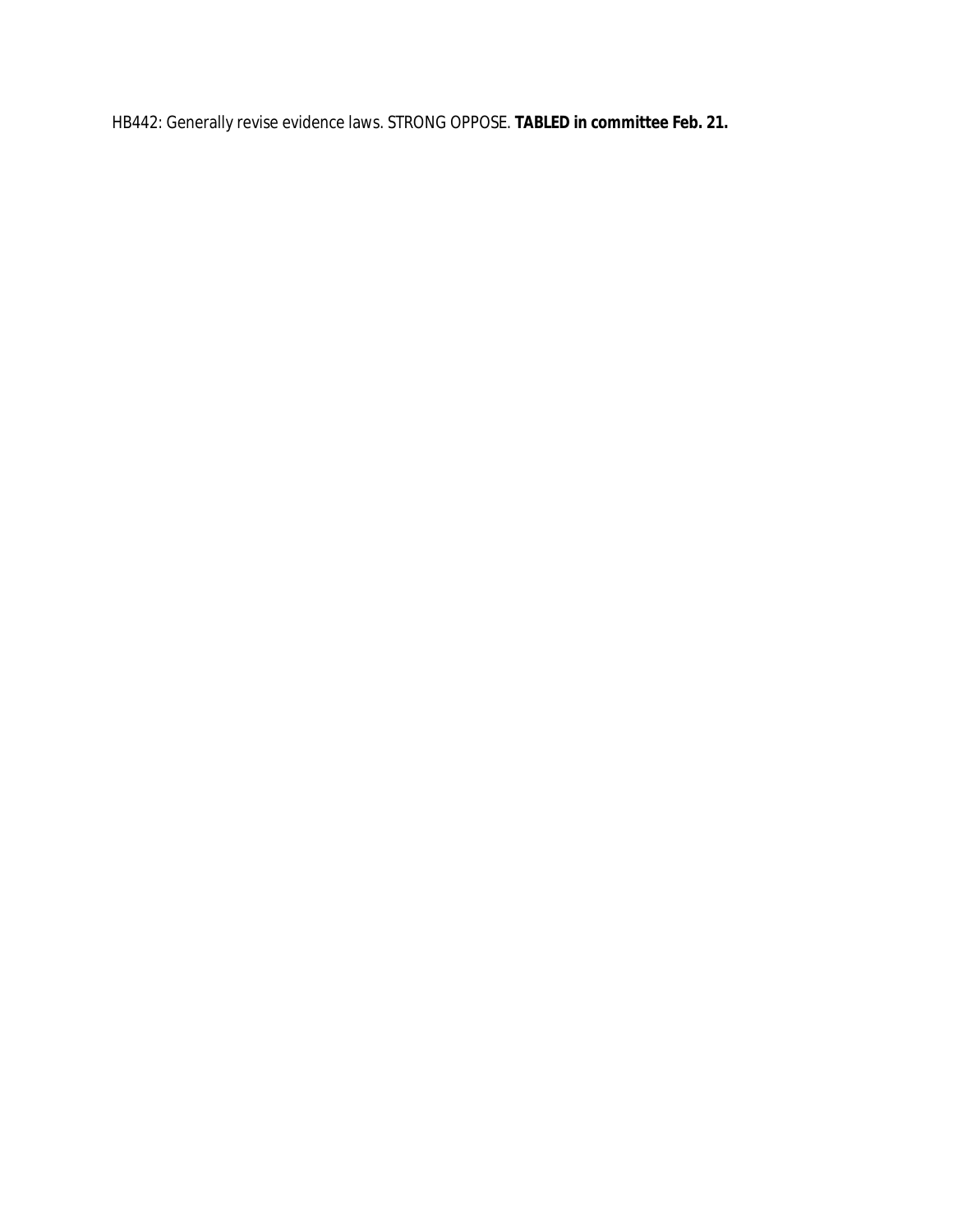HB442: Generally revise evidence laws. STRONG OPPOSE. **TABLED in committee Feb. 21.**